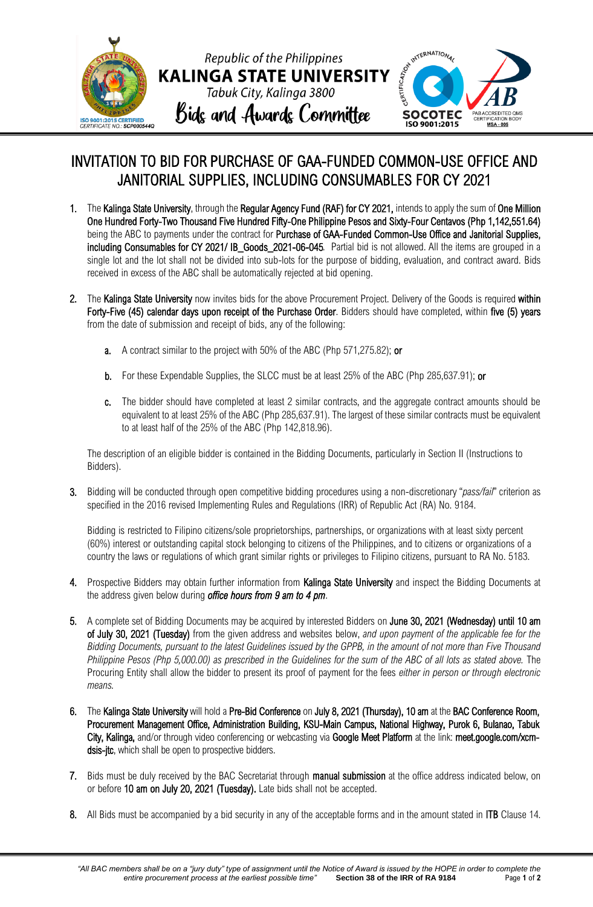Republic of the Philippines
**KALINGA STATE UNIVERSITY**
*Tabuk City, Kalinga 3800*
**Bids and Awards Committee**

ISO 9001:2015 CERTIFIED
CERTIFICATE NO.: SCP000544Q

# INVITATION TO BID FOR PURCHASE OF GAA-FUNDED COMMON-USE OFFICE AND JANITORIAL SUPPLIES, INCLUDING CONSUMABLES FOR CY 2021

1. The **Kalinga State University**, through the **Regular Agency Fund (RAF) for CY 2021,** intends to apply the sum of **One Million One Hundred Forty-Two Thousand Five Hundred Fifty-One Philippine Pesos and Sixty-Four Centavos (Php 1,142,551.64)** being the ABC to payments under the contract for **Purchase of GAA-Funded Common-Use Office and Janitorial Supplies, including Consumables for CY 2021/ IB_Goods_2021-06-045**. Partial bid is not allowed. All the items are grouped in a single lot and the lot shall not be divided into sub-lots for the purpose of bidding, evaluation, and contract award. Bids received in excess of the ABC shall be automatically rejected at bid opening.

2. The **Kalinga State University** now invites bids for the above Procurement Project. Delivery of the Goods is required **within Forty-Five (45) calendar days upon receipt of the Purchase Order**. Bidders should have completed, within **five (5) years** from the date of submission and receipt of bids, any of the following:

   a. A contract similar to the project with 50% of the ABC (Php 571,275.82); **or**

   b. For these Expendable Supplies, the SLCC must be at least 25% of the ABC (Php 285,637.91); **or**

   c. The bidder should have completed at least 2 similar contracts, and the aggregate contract amounts should be equivalent to at least 25% of the ABC (Php 285,637.91). The largest of these similar contracts must be equivalent to at least half of the 25% of the ABC (Php 142,818.96).

   The description of an eligible bidder is contained in the Bidding Documents, particularly in Section II (Instructions to Bidders).

3. Bidding will be conducted through open competitive bidding procedures using a non-discretionary "*pass/fail*" criterion as specified in the 2016 revised Implementing Rules and Regulations (IRR) of Republic Act (RA) No. 9184.

   Bidding is restricted to Filipino citizens/sole proprietorships, partnerships, or organizations with at least sixty percent (60%) interest or outstanding capital stock belonging to citizens of the Philippines, and to citizens or organizations of a country the laws or regulations of which grant similar rights or privileges to Filipino citizens, pursuant to RA No. 5183.

4. Prospective Bidders may obtain further information from **Kalinga State University** and inspect the Bidding Documents at the address given below during ***office hours from 9 am to 4 pm***.

5. A complete set of Bidding Documents may be acquired by interested Bidders on **June 30, 2021 (Wednesday) until 10 am of July 30, 2021 (Tuesday)** from the given address and websites below, *and upon payment of the applicable fee for the Bidding Documents, pursuant to the latest Guidelines issued by the GPPB, in the amount of not more than Five Thousand Philippine Pesos (Php 5,000.00) as prescribed in the Guidelines for the sum of the ABC of all lots as stated above.* The Procuring Entity shall allow the bidder to present its proof of payment for the fees *either in person or through electronic means*.

6. The **Kalinga State University** will hold a **Pre-Bid Conference** on **July 8, 2021 (Thursday), 10 am** at the **BAC Conference Room, Procurement Management Office, Administration Building, KSU-Main Campus, National Highway, Purok 6, Bulanao, Tabuk City, Kalinga,** and/or through video conferencing or webcasting via **Google Meet Platform** at the link: **meet.google.com/xcm-dsis-jtc**, which shall be open to prospective bidders.

7. Bids must be duly received by the BAC Secretariat through **manual submission** at the office address indicated below, on or before **10 am on July 20, 2021 (Tuesday).** Late bids shall not be accepted.

8. All Bids must be accompanied by a bid security in any of the acceptable forms and in the amount stated in **ITB** Clause 14.

*"All BAC members shall be on a "jury duty" type of assignment until the Notice of Award is issued by the HOPE in order to complete the entire procurement process at the earliest possible time"* **Section 38 of the IRR of RA 9184**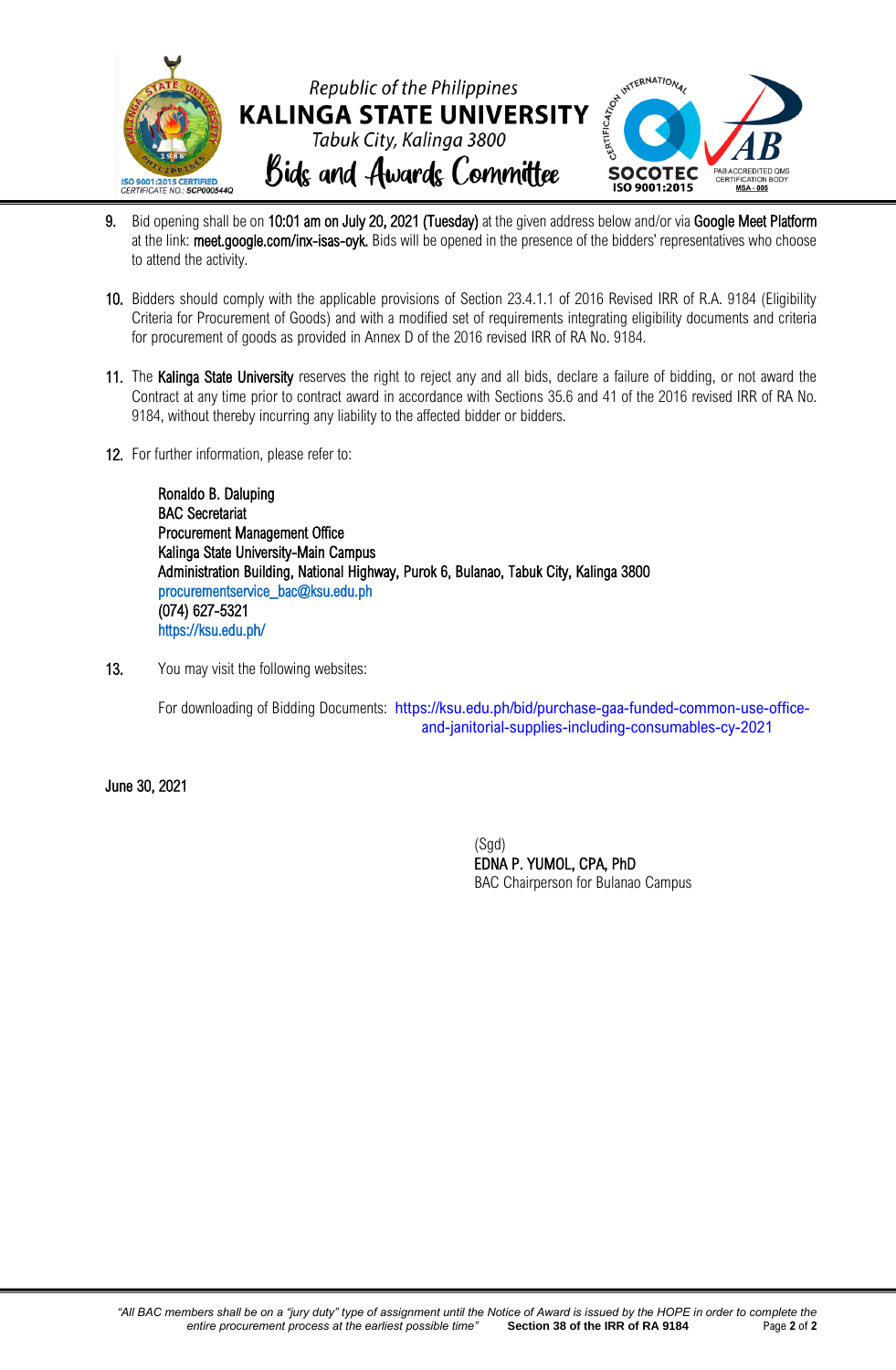9. Bid opening shall be on **10:01 am on July 20, 2021 (Tuesday)** at the given address below and/or via **Google Meet Platform** at the link: **meet.google.com/inx-isas-oyk.** Bids will be opened in the presence of the bidders' representatives who choose to attend the activity.

10. Bidders should comply with the applicable provisions of Section 23.4.1.1 of 2016 Revised IRR of R.A. 9184 (Eligibility Criteria for Procurement of Goods) and with a modified set of requirements integrating eligibility documents and criteria for procurement of goods as provided in Annex D of the 2016 revised IRR of RA No. 9184.

11. The **Kalinga State University** reserves the right to reject any and all bids, declare a failure of bidding, or not award the Contract at any time prior to contract award in accordance with Sections 35.6 and 41 of the 2016 revised IRR of RA No. 9184, without thereby incurring any liability to the affected bidder or bidders.

12. For further information, please refer to:

    Ronaldo B. Daluping
    BAC Secretariat
    Procurement Management Office
    Kalinga State University-Main Campus
    Administration Building, National Highway, Purok 6, Bulanao, Tabuk City, Kalinga 3800
    procurementservice_bac@ksu.edu.ph
    (074) 627-5321
    https://ksu.edu.ph/

13. You may visit the following websites:

    For downloading of Bidding Documents: https://ksu.edu.ph/bid/purchase-gaa-funded-common-use-office-and-janitorial-supplies-including-consumables-cy-2021

June 30, 2021

(Sgd)
EDNA P. YUMOL, CPA, PhD
BAC Chairperson for Bulanao Campus